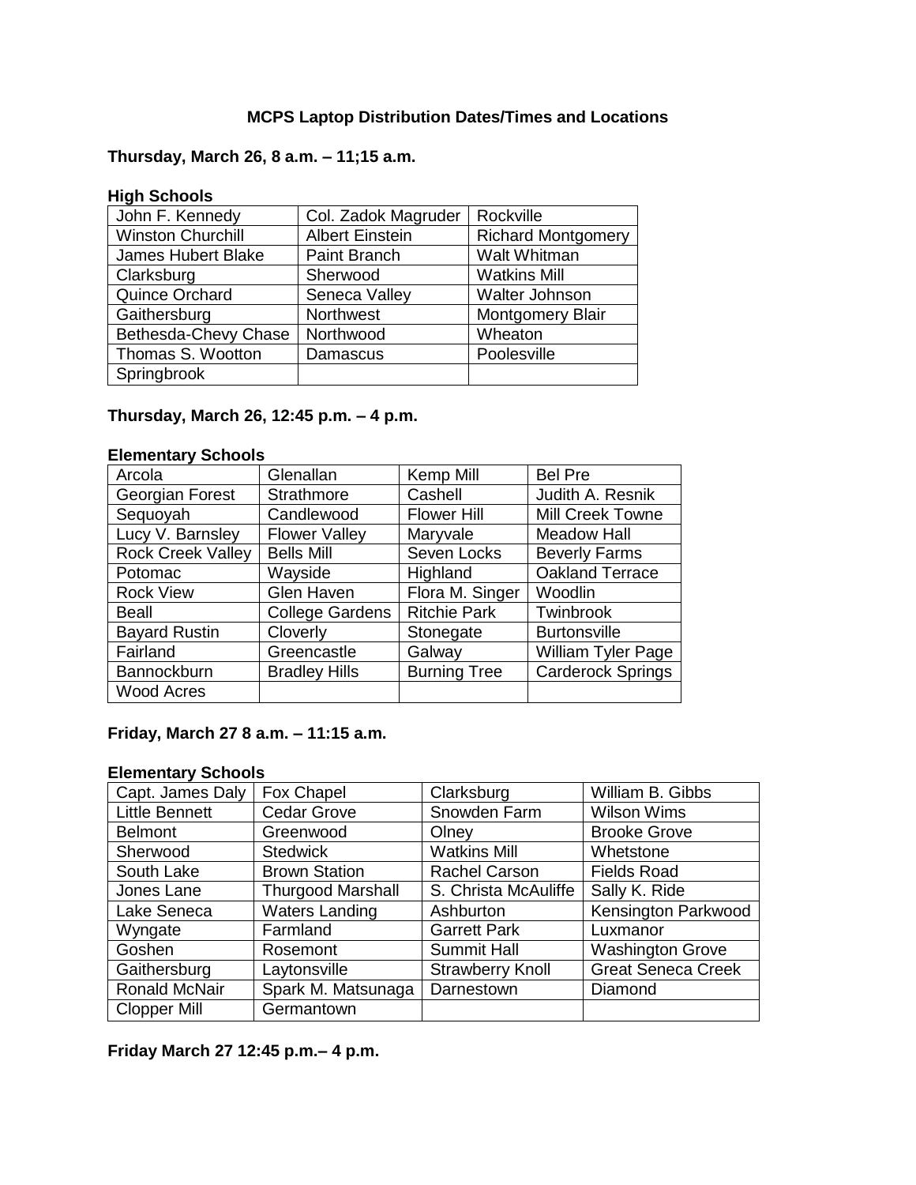# MCPS Laptop Distribution Dates/Times and Locations

**Thursday, March 26, 8 a.m. – 11;15 a.m.**

**High Schools**

| | | |
|---|---|---|
| John F. Kennedy | Col. Zadok Magruder | Rockville |
| Winston Churchill | Albert Einstein | Richard Montgomery |
| James Hubert Blake | Paint Branch | Walt Whitman |
| Clarksburg | Sherwood | Watkins Mill |
| Quince Orchard | Seneca Valley | Walter Johnson |
| Gaithersburg | Northwest | Montgomery Blair |
| Bethesda-Chevy Chase | Northwood | Wheaton |
| Thomas S. Wootton | Damascus | Poolesville |
| Springbrook | | |

**Thursday, March 26, 12:45 p.m. – 4 p.m.**

**Elementary Schools**

| | | | |
|---|---|---|---|
| Arcola | Glenallan | Kemp Mill | Bel Pre |
| Georgian Forest | Strathmore | Cashell | Judith A. Resnik |
| Sequoyah | Candlewood | Flower Hill | Mill Creek Towne |
| Lucy V. Barnsley | Flower Valley | Maryvale | Meadow Hall |
| Rock Creek Valley | Bells Mill | Seven Locks | Beverly Farms |
| Potomac | Wayside | Highland | Oakland Terrace |
| Rock View | Glen Haven | Flora M. Singer | Woodlin |
| Beall | College Gardens | Ritchie Park | Twinbrook |
| Bayard Rustin | Cloverly | Stonegate | Burtonsville |
| Fairland | Greencastle | Galway | William Tyler Page |
| Bannockburn | Bradley Hills | Burning Tree | Carderock Springs |
| Wood Acres | | | |

**Friday, March 27 8 a.m. – 11:15 a.m.**

**Elementary Schools**

| | | | |
|---|---|---|---|
| Capt. James Daly | Fox Chapel | Clarksburg | William B. Gibbs |
| Little Bennett | Cedar Grove | Snowden Farm | Wilson Wims |
| Belmont | Greenwood | Olney | Brooke Grove |
| Sherwood | Stedwick | Watkins Mill | Whetstone |
| South Lake | Brown Station | Rachel Carson | Fields Road |
| Jones Lane | Thurgood Marshall | S. Christa McAuliffe | Sally K. Ride |
| Lake Seneca | Waters Landing | Ashburton | Kensington Parkwood |
| Wyngate | Farmland | Garrett Park | Luxmanor |
| Goshen | Rosemont | Summit Hall | Washington Grove |
| Gaithersburg | Laytonsville | Strawberry Knoll | Great Seneca Creek |
| Ronald McNair | Spark M. Matsunaga | Darnestown | Diamond |
| Clopper Mill | Germantown | | |

**Friday March 27 12:45 p.m.– 4 p.m.**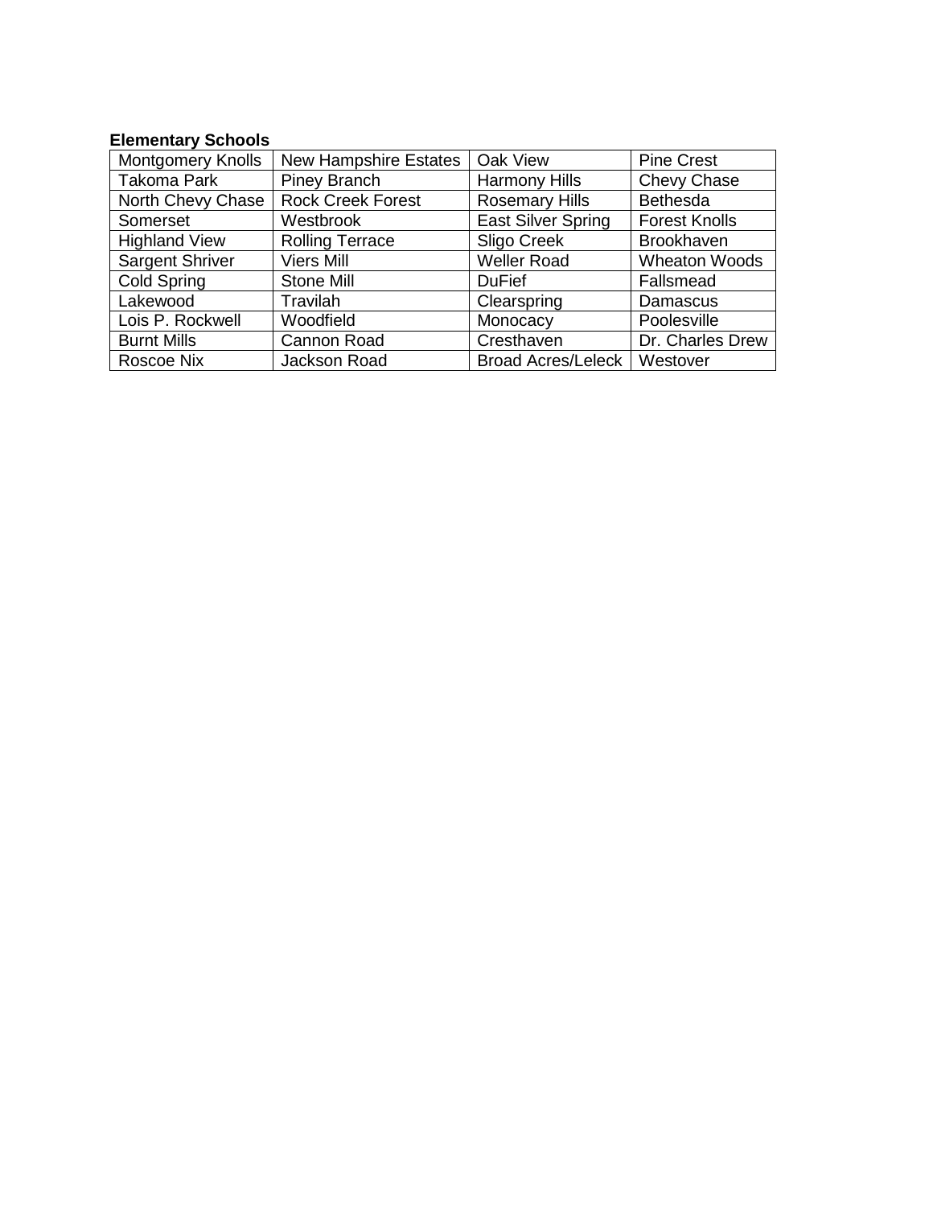**Elementary Schools**

| | | | |
|---|---|---|---|
| Montgomery Knolls | New Hampshire Estates | Oak View | Pine Crest |
| Takoma Park | Piney Branch | Harmony Hills | Chevy Chase |
| North Chevy Chase | Rock Creek Forest | Rosemary Hills | Bethesda |
| Somerset | Westbrook | East Silver Spring | Forest Knolls |
| Highland View | Rolling Terrace | Sligo Creek | Brookhaven |
| Sargent Shriver | Viers Mill | Weller Road | Wheaton Woods |
| Cold Spring | Stone Mill | DuFief | Fallsmead |
| Lakewood | Travilah | Clearspring | Damascus |
| Lois P. Rockwell | Woodfield | Monocacy | Poolesville |
| Burnt Mills | Cannon Road | Cresthaven | Dr. Charles Drew |
| Roscoe Nix | Jackson Road | Broad Acres/Leleck | Westover |